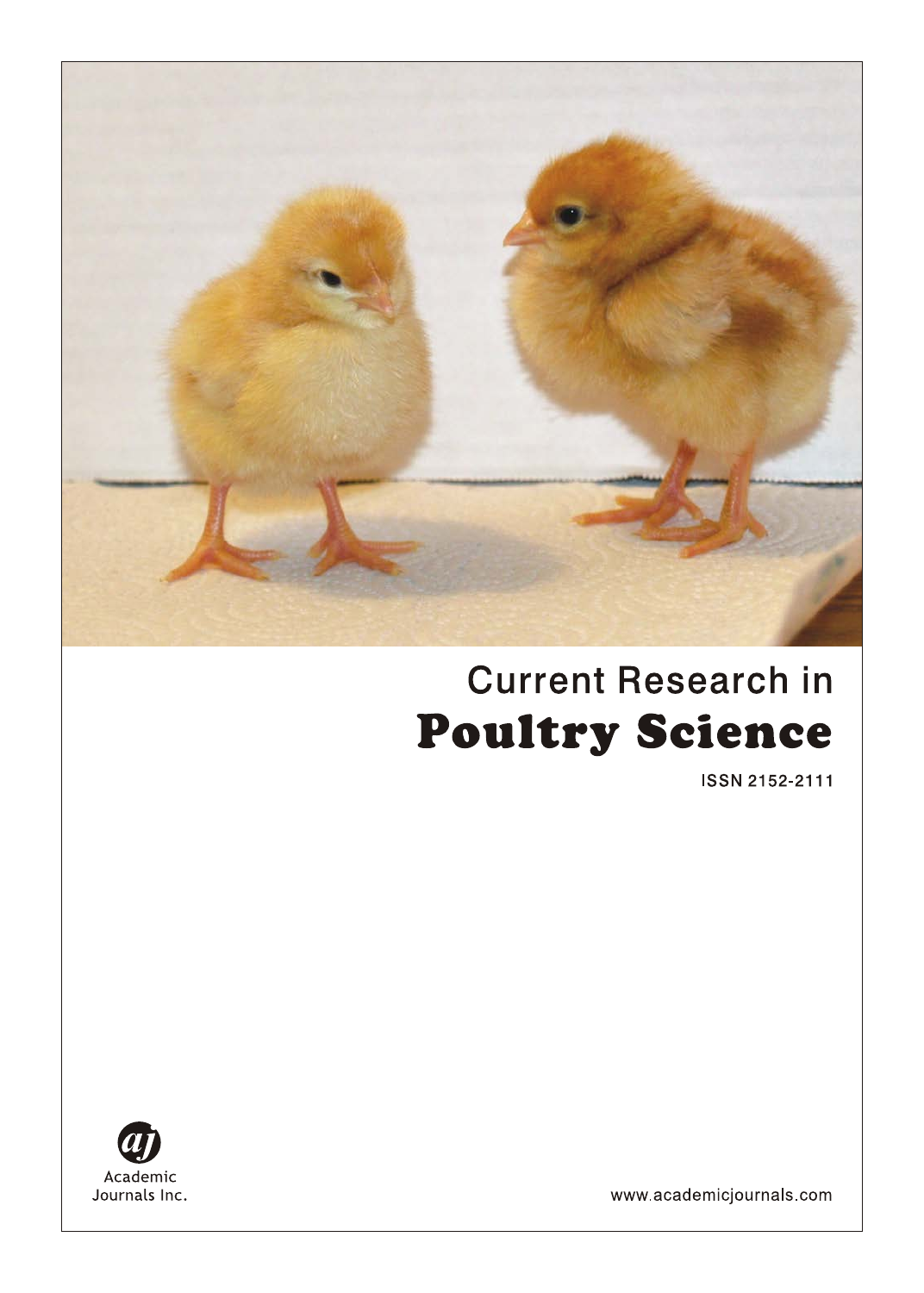# Current Research in Poultry Science

ISSN 2152-2111

Academic Journals Inc.

www.academicjournals.com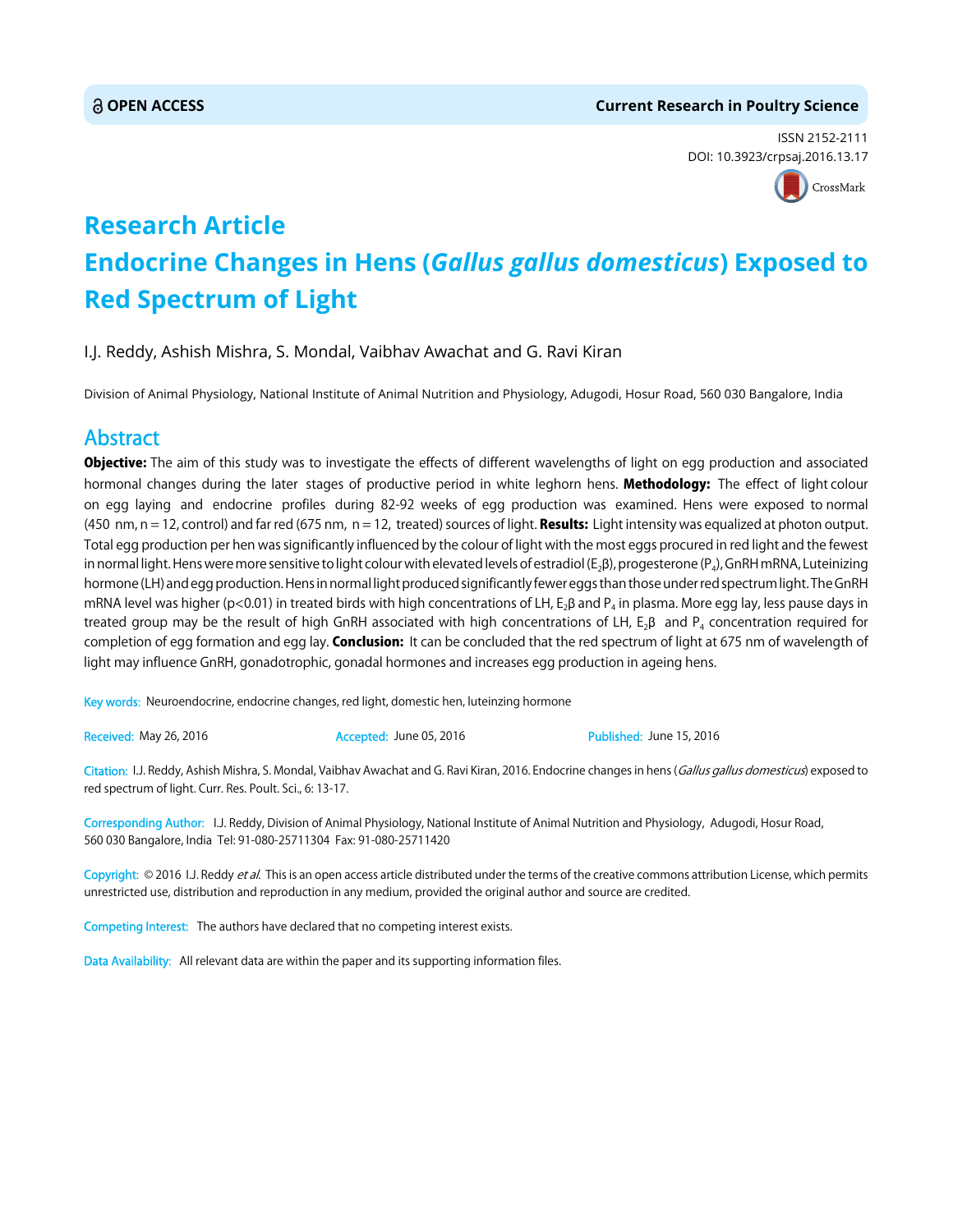**OPEN ACCESS** **Current Research in Poultry Science**

ISSN 2152-2111
DOI: 10.3923/crpsaj.2016.13.17

# Research Article
# Endocrine Changes in Hens (*Gallus gallus domesticus*) Exposed to Red Spectrum of Light

I.J. Reddy, Ashish Mishra, S. Mondal, Vaibhav Awachat and G. Ravi Kiran

Division of Animal Physiology, National Institute of Animal Nutrition and Physiology, Adugodi, Hosur Road, 560 030 Bangalore, India

## Abstract

**Objective:** The aim of this study was to investigate the effects of different wavelengths of light on egg production and associated hormonal changes during the later stages of productive period in white leghorn hens. **Methodology:** The effect of light colour on egg laying and endocrine profiles during 82-92 weeks of egg production was examined. Hens were exposed to normal (450 nm, n = 12, control) and far red (675 nm, n = 12, treated) sources of light. **Results:** Light intensity was equalized at photon output. Total egg production per hen was significantly influenced by the colour of light with the most eggs procured in red light and the fewest in normal light. Hens were more sensitive to light colour with elevated levels of estradiol ($E_2\beta$), progesterone ($P_4$), GnRH mRNA, Luteinizing hormone (LH) and egg production. Hens in normal light produced significantly fewer eggs than those under red spectrum light. The GnRH mRNA level was higher ($p<0.01$) in treated birds with high concentrations of LH, $E_2\beta$ and $P_4$ in plasma. More egg lay, less pause days in treated group may be the result of high GnRH associated with high concentrations of LH, $E_2\beta$ and $P_4$ concentration required for completion of egg formation and egg lay. **Conclusion:** It can be concluded that the red spectrum of light at 675 nm of wavelength of light may influence GnRH, gonadotrophic, gonadal hormones and increases egg production in ageing hens.

Key words: Neuroendocrine, endocrine changes, red light, domestic hen, luteinzing hormone

Received: May 26, 2016 Accepted: June 05, 2016 Published: June 15, 2016

Citation: I.J. Reddy, Ashish Mishra, S. Mondal, Vaibhav Awachat and G. Ravi Kiran, 2016. Endocrine changes in hens (*Gallus gallus domesticus*) exposed to red spectrum of light. Curr. Res. Poult. Sci., 6: 13-17.

Corresponding Author: I.J. Reddy, Division of Animal Physiology, National Institute of Animal Nutrition and Physiology, Adugodi, Hosur Road, 560 030 Bangalore, India Tel: 91-080-25711304 Fax: 91-080-25711420

Copyright: © 2016 I.J. Reddy *et al.* This is an open access article distributed under the terms of the creative commons attribution License, which permits unrestricted use, distribution and reproduction in any medium, provided the original author and source are credited.

Competing Interest: The authors have declared that no competing interest exists.

Data Availability: All relevant data are within the paper and its supporting information files.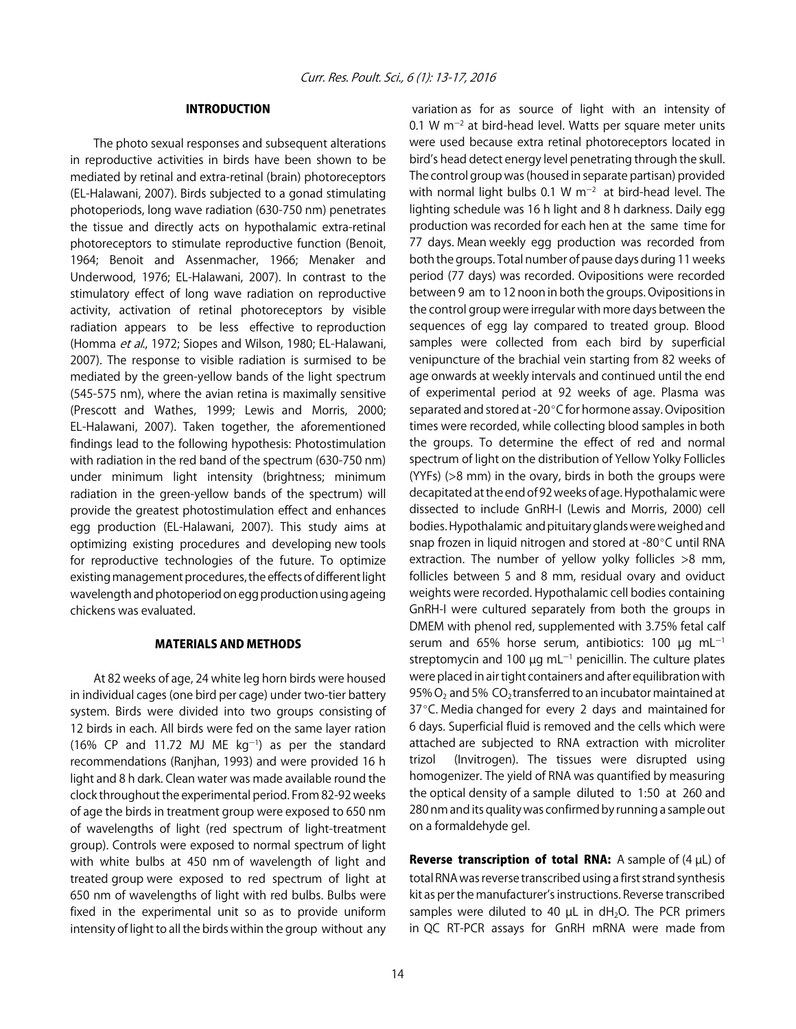## INTRODUCTION

The photo sexual responses and subsequent alterations in reproductive activities in birds have been shown to be mediated by retinal and extra-retinal (brain) photoreceptors (EL-Halawani, 2007). Birds subjected to a gonad stimulating photoperiods, long wave radiation (630-750 nm) penetrates the tissue and directly acts on hypothalamic extra-retinal photoreceptors to stimulate reproductive function (Benoit, 1964; Benoit and Assenmacher, 1966; Menaker and Underwood, 1976; EL-Halawani, 2007). In contrast to the stimulatory effect of long wave radiation on reproductive activity, activation of retinal photoreceptors by visible radiation appears to be less effective to reproduction (Homma *et al*., 1972; Siopes and Wilson, 1980; EL-Halawani, 2007). The response to visible radiation is surmised to be mediated by the green-yellow bands of the light spectrum (545-575 nm), where the avian retina is maximally sensitive (Prescott and Wathes, 1999; Lewis and Morris, 2000; EL-Halawani, 2007). Taken together, the aforementioned findings lead to the following hypothesis: Photostimulation with radiation in the red band of the spectrum (630-750 nm) under minimum light intensity (brightness; minimum radiation in the green-yellow bands of the spectrum) will provide the greatest photostimulation effect and enhances egg production (EL-Halawani, 2007). This study aims at optimizing existing procedures and developing new tools for reproductive technologies of the future. To optimize existing management procedures, the effects of different light wavelength and photoperiod on egg production using ageing chickens was evaluated.

## MATERIALS AND METHODS

At 82 weeks of age, 24 white leg horn birds were housed in individual cages (one bird per cage) under two-tier battery system. Birds were divided into two groups consisting of 12 birds in each. All birds were fed on the same layer ration (16% CP and 11.72 MJ ME $kg^{-1}$) as per the standard recommendations (Ranjhan, 1993) and were provided 16 h light and 8 h dark. Clean water was made available round the clock throughout the experimental period. From 82-92 weeks of age the birds in treatment group were exposed to 650 nm of wavelengths of light (red spectrum of light-treatment group). Controls were exposed to normal spectrum of light with white bulbs at 450 nm of wavelength of light and treated group were exposed to red spectrum of light at 650 nm of wavelengths of light with red bulbs. Bulbs were fixed in the experimental unit so as to provide uniform intensity of light to all the birds within the group without any variation as for as source of light with an intensity of 0.1 W $m^{-2}$ at bird-head level. Watts per square meter units were used because extra retinal photoreceptors located in bird's head detect energy level penetrating through the skull. The control group was (housed in separate partisan) provided with normal light bulbs 0.1 W $m^{-2}$ at bird-head level. The lighting schedule was 16 h light and 8 h darkness. Daily egg production was recorded for each hen at the same time for 77 days. Mean weekly egg production was recorded from both the groups. Total number of pause days during 11 weeks period (77 days) was recorded. Ovipositions were recorded between 9 am to 12 noon in both the groups. Ovipositions in the control group were irregular with more days between the sequences of egg lay compared to treated group. Blood samples were collected from each bird by superficial venipuncture of the brachial vein starting from 82 weeks of age onwards at weekly intervals and continued until the end of experimental period at 92 weeks of age. Plasma was separated and stored at -20°C for hormone assay. Oviposition times were recorded, while collecting blood samples in both the groups. To determine the effect of red and normal spectrum of light on the distribution of Yellow Yolky Follicles (YYFs) (>8 mm) in the ovary, birds in both the groups were decapitated at the end of 92 weeks of age. Hypothalamic were dissected to include GnRH-I (Lewis and Morris, 2000) cell bodies. Hypothalamic and pituitary glands were weighed and snap frozen in liquid nitrogen and stored at -80°C until RNA extraction. The number of yellow yolky follicles >8 mm, follicles between 5 and 8 mm, residual ovary and oviduct weights were recorded. Hypothalamic cell bodies containing GnRH-I were cultured separately from both the groups in DMEM with phenol red, supplemented with 3.75% fetal calf serum and 65% horse serum, antibiotics: 100 µg $mL^{-1}$ streptomycin and 100 µg $mL^{-1}$ penicillin. The culture plates were placed in air tight containers and after equilibration with 95% $O_2$ and 5% $CO_2$ transferred to an incubator maintained at 37°C. Media changed for every 2 days and maintained for 6 days. Superficial fluid is removed and the cells which were attached are subjected to RNA extraction with microliter trizol (Invitrogen). The tissues were disrupted using homogenizer. The yield of RNA was quantified by measuring the optical density of a sample diluted to 1:50 at 260 and 280 nm and its quality was confirmed by running a sample out on a formaldehyde gel.

**Reverse transcription of total RNA:** A sample of (4 µL) of total RNA was reverse transcribed using a first strand synthesis kit as per the manufacturer's instructions. Reverse transcribed samples were diluted to 40 µL in $dH_2O$. The PCR primers in QC RT-PCR assays for GnRH mRNA were made from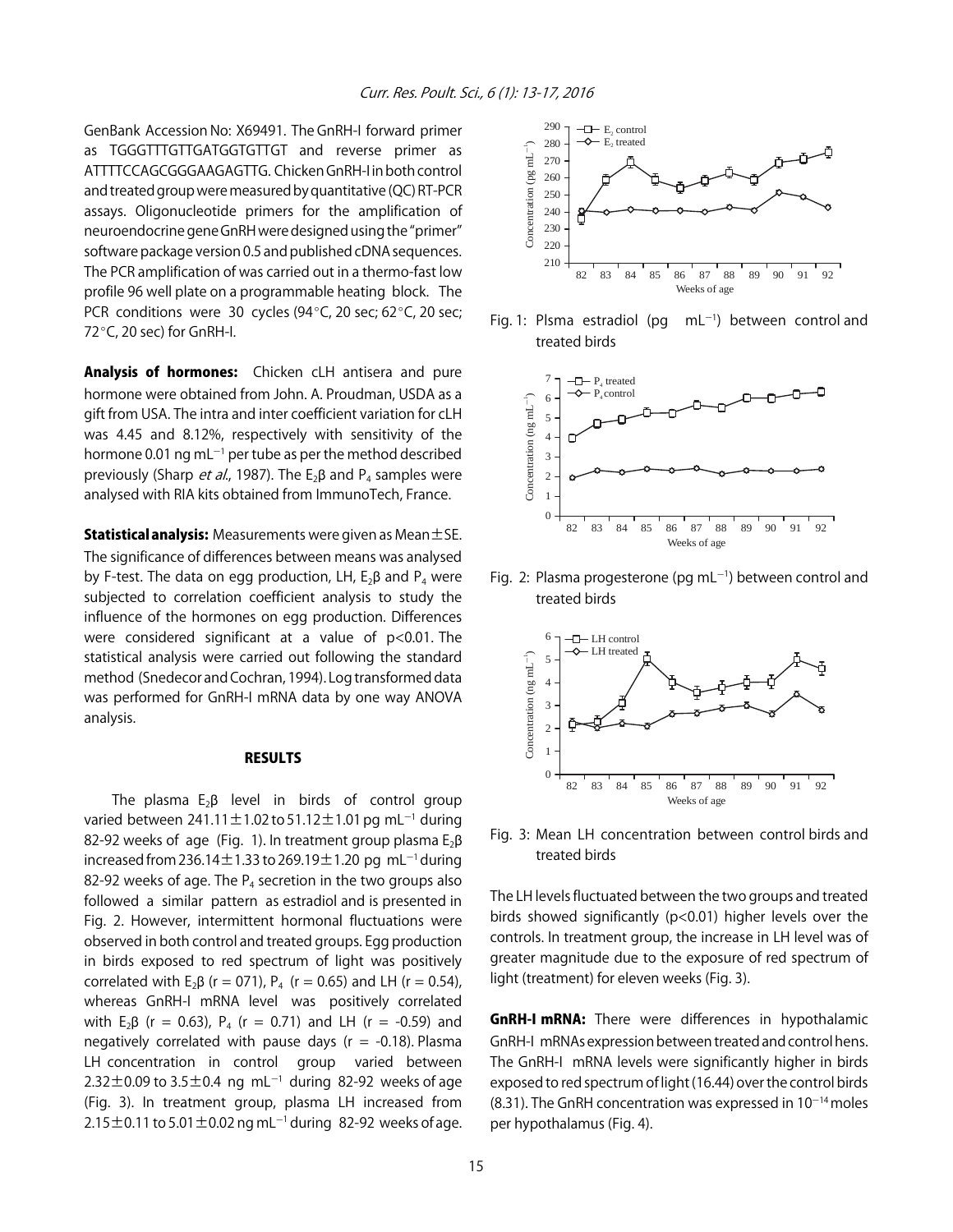GenBank Accession No: X69491. The GnRH-I forward primer as TGGGTTTGTTGATGGTGTTGT and reverse primer as ATTTTCCAGCGGGAAGAGTTG. Chicken GnRH-I in both control and treated group were measured by quantitative (QC) RT-PCR assays. Oligonucleotide primers for the amplification of neuroendocrine gene GnRH were designed using the "primer" software package version 0.5 and published cDNA sequences. The PCR amplification of was carried out in a thermo-fast low profile 96 well plate on a programmable heating block. The PCR conditions were 30 cycles (94°C, 20 sec; 62°C, 20 sec; 72°C, 20 sec) for GnRH-I.

**Analysis of hormones:** Chicken cLH antisera and pure hormone were obtained from John. A. Proudman, USDA as a gift from USA. The intra and inter coefficient variation for cLH was 4.45 and 8.12%, respectively with sensitivity of the hormone 0.01 ng $mL^{-1}$ per tube as per the method described previously (Sharp *et al.*, 1987). The $E_2\beta$ and $P_4$ samples were analysed with RIA kits obtained from ImmunoTech, France.

**Statistical analysis:** Measurements were given as Mean±SE. The significance of differences between means was analysed by F-test. The data on egg production, LH, $E_2\beta$ and $P_4$ were subjected to correlation coefficient analysis to study the influence of the hormones on egg production. Differences were considered significant at a value of $p<0.01$. The statistical analysis were carried out following the standard method (Snedecor and Cochran, 1994). Log transformed data was performed for GnRH-I mRNA data by one way ANOVA analysis.

## RESULTS

The plasma $E_2\beta$ level in birds of control group varied between 241.11±1.02 to 51.12±1.01 pg $mL^{-1}$ during 82-92 weeks of age (Fig. 1). In treatment group plasma $E_2\beta$ increased from 236.14±1.33 to 269.19±1.20 pg $mL^{-1}$ during 82-92 weeks of age. The $P_4$ secretion in the two groups also followed a similar pattern as estradiol and is presented in Fig. 2. However, intermittent hormonal fluctuations were observed in both control and treated groups. Egg production in birds exposed to red spectrum of light was positively correlated with $E_2\beta$ (r = 071), $P_4$ (r = 0.65) and LH (r = 0.54), whereas GnRH-I mRNA level was positively correlated with $E_2\beta$ (r = 0.63), $P_4$ (r = 0.71) and LH (r = -0.59) and negatively correlated with pause days (r = -0.18). Plasma LH concentration in control group varied between 2.32±0.09 to 3.5±0.4 ng $mL^{-1}$ during 82-92 weeks of age (Fig. 3). In treatment group, plasma LH increased from 2.15±0.11 to 5.01±0.02 ng $mL^{-1}$ during 82-92 weeks of age.

Fig. 1: Plsma estradiol (pg $mL^{-1}$) between control and treated birds

Fig. 2: Plasma progesterone (pg $mL^{-1}$) between control and treated birds

Fig. 3: Mean LH concentration between control birds and treated birds

The LH levels fluctuated between the two groups and treated birds showed significantly ($p<0.01$) higher levels over the controls. In treatment group, the increase in LH level was of greater magnitude due to the exposure of red spectrum of light (treatment) for eleven weeks (Fig. 3).

**GnRH-I mRNA:** There were differences in hypothalamic GnRH-I mRNAs expression between treated and control hens. The GnRH-I mRNA levels were significantly higher in birds exposed to red spectrum of light (16.44) over the control birds (8.31). The GnRH concentration was expressed in $10^{-14}$ moles per hypothalamus (Fig. 4).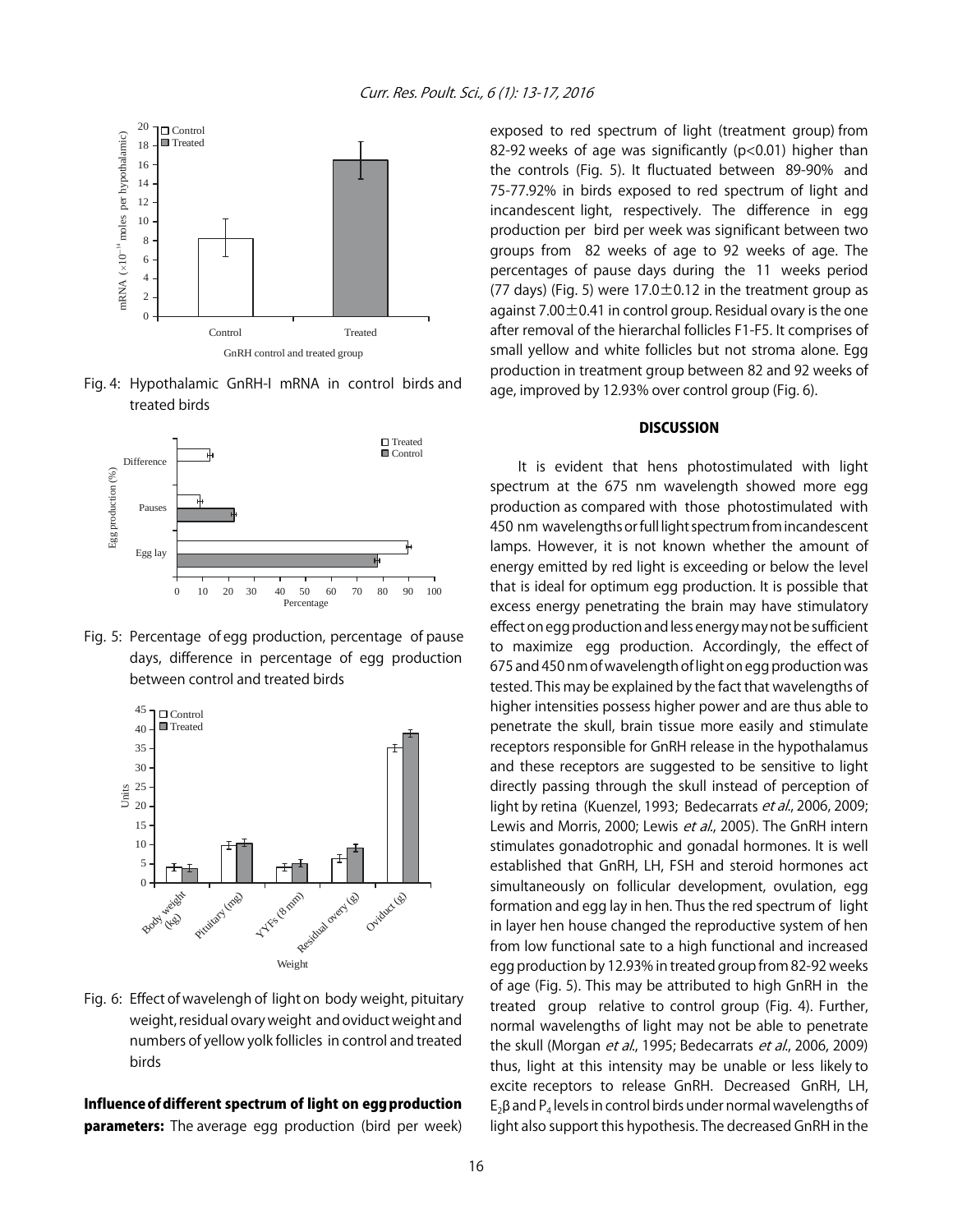Fig. 4: Hypothalamic GnRH-I mRNA in control birds and treated birds

Fig. 5: Percentage of egg production, percentage of pause days, difference in percentage of egg production between control and treated birds

Fig. 6: Effect of wavelengh of light on body weight, pituitary weight, residual ovary weight and oviduct weight and numbers of yellow yolk follicles in control and treated birds

**Influence of different spectrum of light on egg production parameters:** The average egg production (bird per week) exposed to red spectrum of light (treatment group) from 82-92 weeks of age was significantly ($p<0.01$) higher than the controls (Fig. 5). It fluctuated between 89-90% and 75-77.92% in birds exposed to red spectrum of light and incandescent light, respectively. The difference in egg production per bird per week was significant between two groups from 82 weeks of age to 92 weeks of age. The percentages of pause days during the 11 weeks period (77 days) (Fig. 5) were $17.0\pm0.12$ in the treatment group as against $7.00\pm0.41$ in control group. Residual ovary is the one after removal of the hierarchal follicles F1-F5. It comprises of small yellow and white follicles but not stroma alone. Egg production in treatment group between 82 and 92 weeks of age, improved by 12.93% over control group (Fig. 6).

## DISCUSSION

It is evident that hens photostimulated with light spectrum at the 675 nm wavelength showed more egg production as compared with those photostimulated with 450 nm wavelengths or full light spectrum from incandescent lamps. However, it is not known whether the amount of energy emitted by red light is exceeding or below the level that is ideal for optimum egg production. It is possible that excess energy penetrating the brain may have stimulatory effect on egg production and less energy may not be sufficient to maximize egg production. Accordingly, the effect of 675 and 450 nm of wavelength of light on egg production was tested. This may be explained by the fact that wavelengths of higher intensities possess higher power and are thus able to penetrate the skull, brain tissue more easily and stimulate receptors responsible for GnRH release in the hypothalamus and these receptors are suggested to be sensitive to light directly passing through the skull instead of perception of light by retina (Kuenzel, 1993; Bedecarrats *et al*., 2006, 2009; Lewis and Morris, 2000; Lewis *et al*., 2005). The GnRH intern stimulates gonadotrophic and gonadal hormones. It is well established that GnRH, LH, FSH and steroid hormones act simultaneously on follicular development, ovulation, egg formation and egg lay in hen. Thus the red spectrum of light in layer hen house changed the reproductive system of hen from low functional sate to a high functional and increased egg production by 12.93% in treated group from 82-92 weeks of age (Fig. 5). This may be attributed to high GnRH in the treated group relative to control group (Fig. 4). Further, normal wavelengths of light may not be able to penetrate the skull (Morgan *et al*., 1995; Bedecarrats *et al*., 2006, 2009) thus, light at this intensity may be unable or less likely to excite receptors to release GnRH. Decreased GnRH, LH, $E_2\beta$ and $P_4$ levels in control birds under normal wavelengths of light also support this hypothesis. The decreased GnRH in the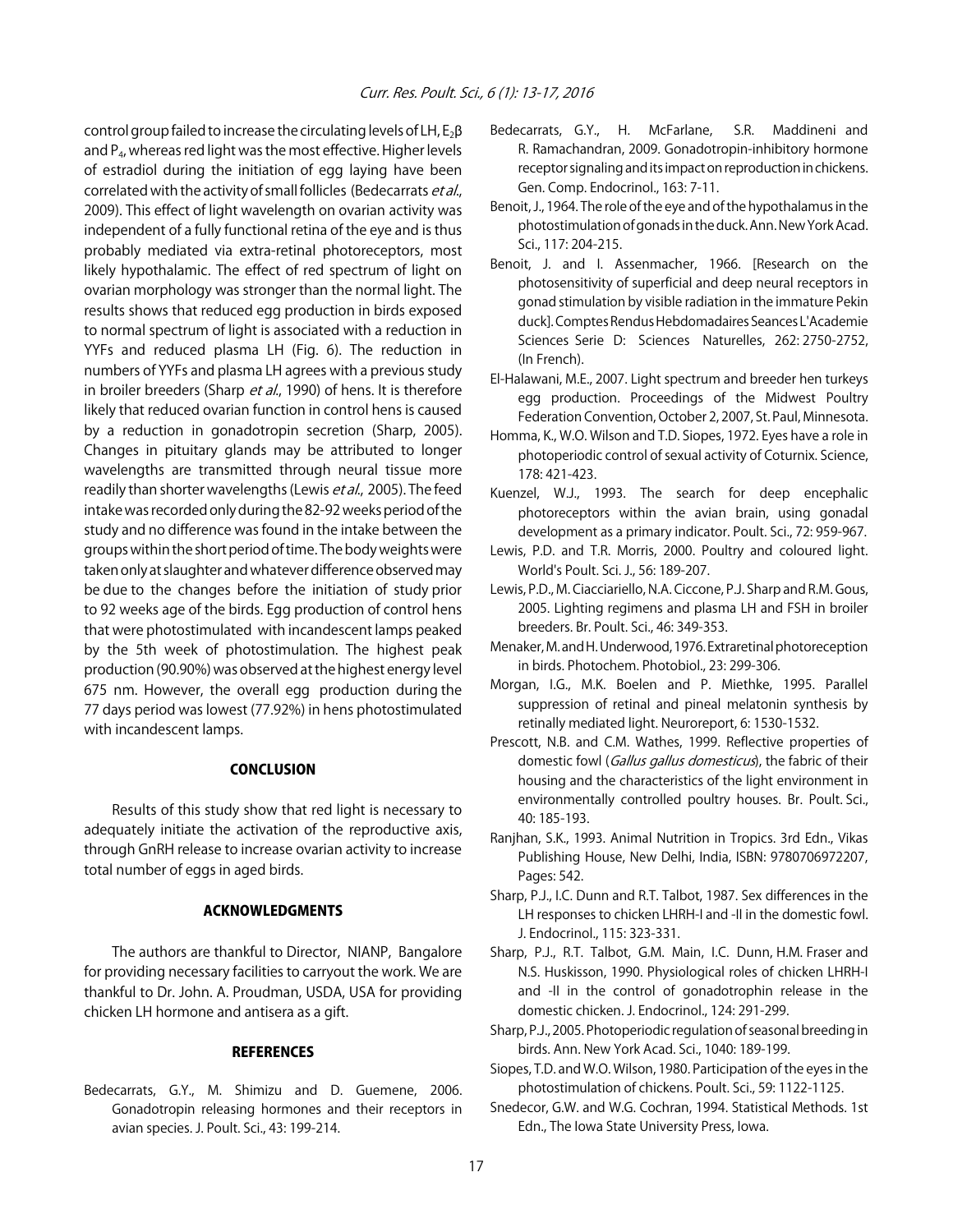control group failed to increase the circulating levels of LH, $E_2\beta$ and $P_4$, whereas red light was the most effective. Higher levels of estradiol during the initiation of egg laying have been correlated with the activity of small follicles (Bedecarrats *et al*., 2009). This effect of light wavelength on ovarian activity was independent of a fully functional retina of the eye and is thus probably mediated via extra-retinal photoreceptors, most likely hypothalamic. The effect of red spectrum of light on ovarian morphology was stronger than the normal light. The results shows that reduced egg production in birds exposed to normal spectrum of light is associated with a reduction in YYFs and reduced plasma LH (Fig. 6). The reduction in numbers of YYFs and plasma LH agrees with a previous study in broiler breeders (Sharp *et al*., 1990) of hens. It is therefore likely that reduced ovarian function in control hens is caused by a reduction in gonadotropin secretion (Sharp, 2005). Changes in pituitary glands may be attributed to longer wavelengths are transmitted through neural tissue more readily than shorter wavelengths (Lewis *et al*., 2005). The feed intake was recorded only during the 82-92 weeks period of the study and no difference was found in the intake between the groups within the short period of time. The body weights were taken only at slaughter and whatever difference observed may be due to the changes before the initiation of study prior to 92 weeks age of the birds. Egg production of control hens that were photostimulated with incandescent lamps peaked by the 5th week of photostimulation. The highest peak production (90.90%) was observed at the highest energy level 675 nm. However, the overall egg production during the 77 days period was lowest (77.92%) in hens photostimulated with incandescent lamps.

## CONCLUSION

Results of this study show that red light is necessary to adequately initiate the activation of the reproductive axis, through GnRH release to increase ovarian activity to increase total number of eggs in aged birds.

## ACKNOWLEDGMENTS

The authors are thankful to Director, NIANP, Bangalore for providing necessary facilities to carryout the work. We are thankful to Dr. John. A. Proudman, USDA, USA for providing chicken LH hormone and antisera as a gift.

## REFERENCES

Bedecarrats, G.Y., M. Shimizu and D. Guemene, 2006. Gonadotropin releasing hormones and their receptors in avian species. J. Poult. Sci., 43: 199-214.

Bedecarrats, G.Y., H. McFarlane, S.R. Maddineni and R. Ramachandran, 2009. Gonadotropin-inhibitory hormone receptor signaling and its impact on reproduction in chickens. Gen. Comp. Endocrinol., 163: 7-11.

Benoit, J., 1964. The role of the eye and of the hypothalamus in the photostimulation of gonads in the duck. Ann. New York Acad. Sci., 117: 204-215.

Benoit, J. and I. Assenmacher, 1966. [Research on the photosensitivity of superficial and deep neural receptors in gonad stimulation by visible radiation in the immature Pekin duck]. Comptes Rendus Hebdomadaires Seances L'Academie Sciences Serie D: Sciences Naturelles, 262: 2750-2752, (In French).

El-Halawani, M.E., 2007. Light spectrum and breeder hen turkeys egg production. Proceedings of the Midwest Poultry Federation Convention, October 2, 2007, St. Paul, Minnesota.

Homma, K., W.O. Wilson and T.D. Siopes, 1972. Eyes have a role in photoperiodic control of sexual activity of Coturnix. Science, 178: 421-423.

Kuenzel, W.J., 1993. The search for deep encephalic photoreceptors within the avian brain, using gonadal development as a primary indicator. Poult. Sci., 72: 959-967.

Lewis, P.D. and T.R. Morris, 2000. Poultry and coloured light. World's Poult. Sci. J., 56: 189-207.

Lewis, P.D., M. Ciacciariello, N.A. Ciccone, P.J. Sharp and R.M. Gous, 2005. Lighting regimens and plasma LH and FSH in broiler breeders. Br. Poult. Sci., 46: 349-353.

Menaker, M. and H. Underwood, 1976. Extraretinal photoreception in birds. Photochem. Photobiol., 23: 299-306.

Morgan, I.G., M.K. Boelen and P. Miethke, 1995. Parallel suppression of retinal and pineal melatonin synthesis by retinally mediated light. Neuroreport, 6: 1530-1532.

Prescott, N.B. and C.M. Wathes, 1999. Reflective properties of domestic fowl (*Gallus gallus domesticus*), the fabric of their housing and the characteristics of the light environment in environmentally controlled poultry houses. Br. Poult. Sci., 40: 185-193.

Ranjhan, S.K., 1993. Animal Nutrition in Tropics. 3rd Edn., Vikas Publishing House, New Delhi, India, ISBN: 9780706972207, Pages: 542.

Sharp, P.J., I.C. Dunn and R.T. Talbot, 1987. Sex differences in the LH responses to chicken LHRH-I and -II in the domestic fowl. J. Endocrinol., 115: 323-331.

Sharp, P.J., R.T. Talbot, G.M. Main, I.C. Dunn, H.M. Fraser and N.S. Huskisson, 1990. Physiological roles of chicken LHRH-I and -II in the control of gonadotrophin release in the domestic chicken. J. Endocrinol., 124: 291-299.

Sharp, P.J., 2005. Photoperiodic regulation of seasonal breeding in birds. Ann. New York Acad. Sci., 1040: 189-199.

Siopes, T.D. and W.O. Wilson, 1980. Participation of the eyes in the photostimulation of chickens. Poult. Sci., 59: 1122-1125.

Snedecor, G.W. and W.G. Cochran, 1994. Statistical Methods. 1st Edn., The Iowa State University Press, Iowa.